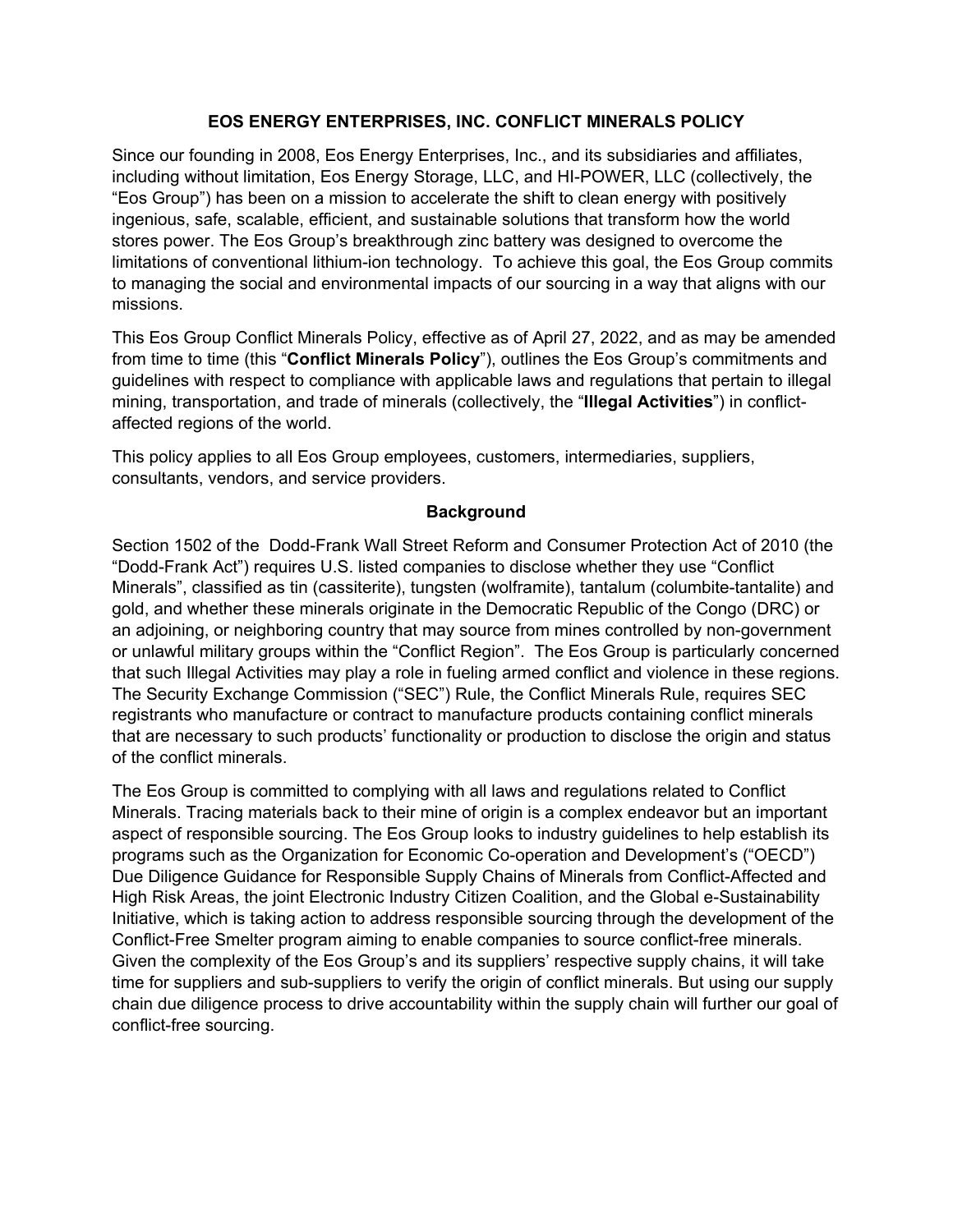# EOS ENERGY ENTERPRISES, INC. CONFLICT MINERALS POLICY

Since our founding in 2008, Eos Energy Enterprises, Inc., and its subsidiaries and affiliates, including without limitation, Eos Energy Storage, LLC, and HI-POWER, LLC (collectively, the "Eos Group") has been on a mission to accelerate the shift to clean energy with positively ingenious, safe, scalable, efficient, and sustainable solutions that transform how the world stores power. The Eos Group's breakthrough zinc battery was designed to overcome the limitations of conventional lithium-ion technology. To achieve this goal, the Eos Group commits to managing the social and environmental impacts of our sourcing in a way that aligns with our missions.

This Eos Group Conflict Minerals Policy, effective as of April 27, 2022, and as may be amended from time to time (this "**Conflict Minerals Policy**"), outlines the Eos Group's commitments and guidelines with respect to compliance with applicable laws and regulations that pertain to illegal mining, transportation, and trade of minerals (collectively, the "**Illegal Activities**") in conflict-affected regions of the world.

This policy applies to all Eos Group employees, customers, intermediaries, suppliers, consultants, vendors, and service providers.

## Background

Section 1502 of the Dodd-Frank Wall Street Reform and Consumer Protection Act of 2010 (the "Dodd-Frank Act") requires U.S. listed companies to disclose whether they use "Conflict Minerals", classified as tin (cassiterite), tungsten (wolframite), tantalum (columbite-tantalite) and gold, and whether these minerals originate in the Democratic Republic of the Congo (DRC) or an adjoining, or neighboring country that may source from mines controlled by non-government or unlawful military groups within the "Conflict Region". The Eos Group is particularly concerned that such Illegal Activities may play a role in fueling armed conflict and violence in these regions. The Security Exchange Commission ("SEC") Rule, the Conflict Minerals Rule, requires SEC registrants who manufacture or contract to manufacture products containing conflict minerals that are necessary to such products' functionality or production to disclose the origin and status of the conflict minerals.

The Eos Group is committed to complying with all laws and regulations related to Conflict Minerals. Tracing materials back to their mine of origin is a complex endeavor but an important aspect of responsible sourcing. The Eos Group looks to industry guidelines to help establish its programs such as the Organization for Economic Co-operation and Development's ("OECD") Due Diligence Guidance for Responsible Supply Chains of Minerals from Conflict-Affected and High Risk Areas, the joint Electronic Industry Citizen Coalition, and the Global e-Sustainability Initiative, which is taking action to address responsible sourcing through the development of the Conflict-Free Smelter program aiming to enable companies to source conflict-free minerals. Given the complexity of the Eos Group's and its suppliers' respective supply chains, it will take time for suppliers and sub-suppliers to verify the origin of conflict minerals. But using our supply chain due diligence process to drive accountability within the supply chain will further our goal of conflict-free sourcing.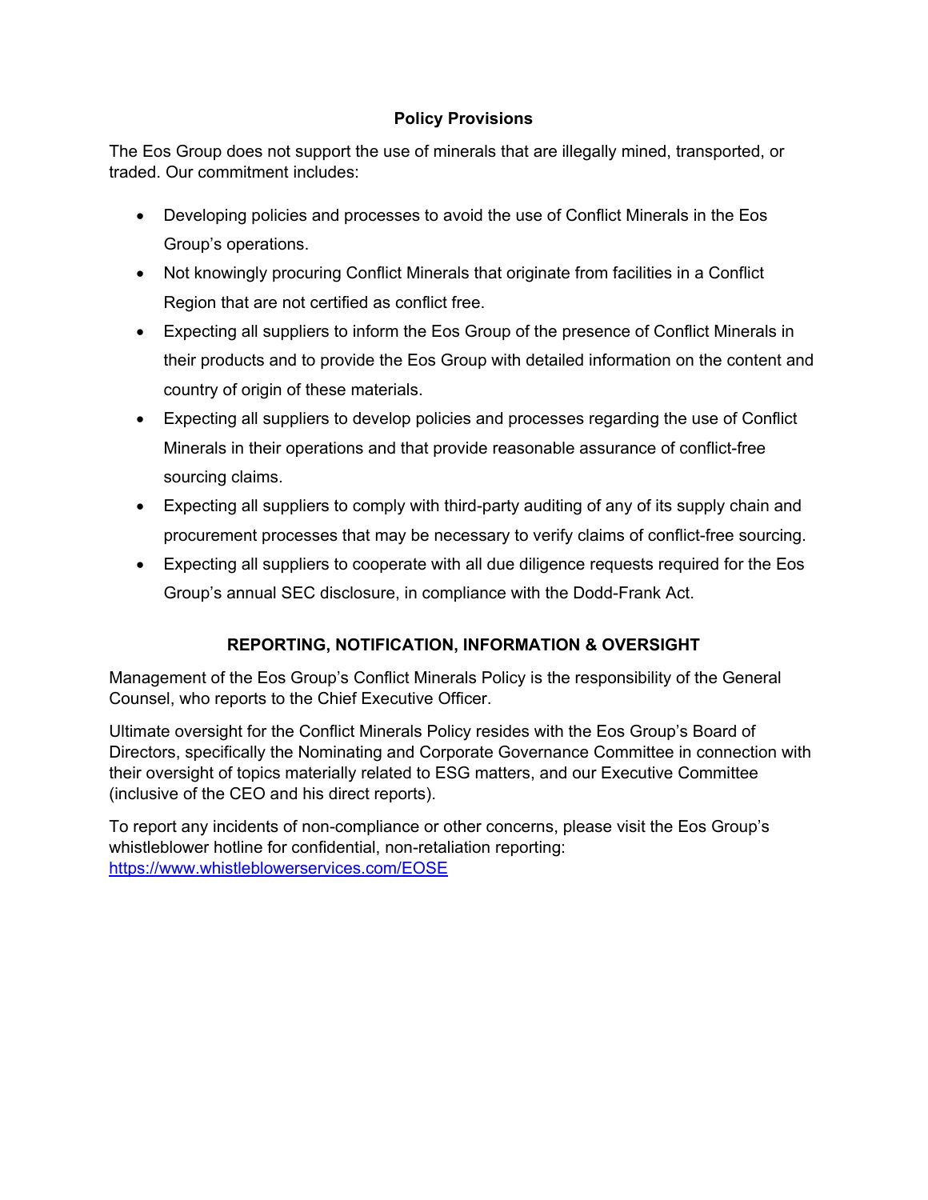## Policy Provisions

The Eos Group does not support the use of minerals that are illegally mined, transported, or traded. Our commitment includes:

- Developing policies and processes to avoid the use of Conflict Minerals in the Eos Group's operations.
- Not knowingly procuring Conflict Minerals that originate from facilities in a Conflict Region that are not certified as conflict free.
- Expecting all suppliers to inform the Eos Group of the presence of Conflict Minerals in their products and to provide the Eos Group with detailed information on the content and country of origin of these materials.
- Expecting all suppliers to develop policies and processes regarding the use of Conflict Minerals in their operations and that provide reasonable assurance of conflict-free sourcing claims.
- Expecting all suppliers to comply with third-party auditing of any of its supply chain and procurement processes that may be necessary to verify claims of conflict-free sourcing.
- Expecting all suppliers to cooperate with all due diligence requests required for the Eos Group's annual SEC disclosure, in compliance with the Dodd-Frank Act.

## REPORTING, NOTIFICATION, INFORMATION & OVERSIGHT

Management of the Eos Group's Conflict Minerals Policy is the responsibility of the General Counsel, who reports to the Chief Executive Officer.

Ultimate oversight for the Conflict Minerals Policy resides with the Eos Group's Board of Directors, specifically the Nominating and Corporate Governance Committee in connection with their oversight of topics materially related to ESG matters, and our Executive Committee (inclusive of the CEO and his direct reports).

To report any incidents of non-compliance or other concerns, please visit the Eos Group's whistleblower hotline for confidential, non-retaliation reporting:
[https://www.whistleblowerservices.com/EOSE](https://www.whistleblowerservices.com/EOSE)